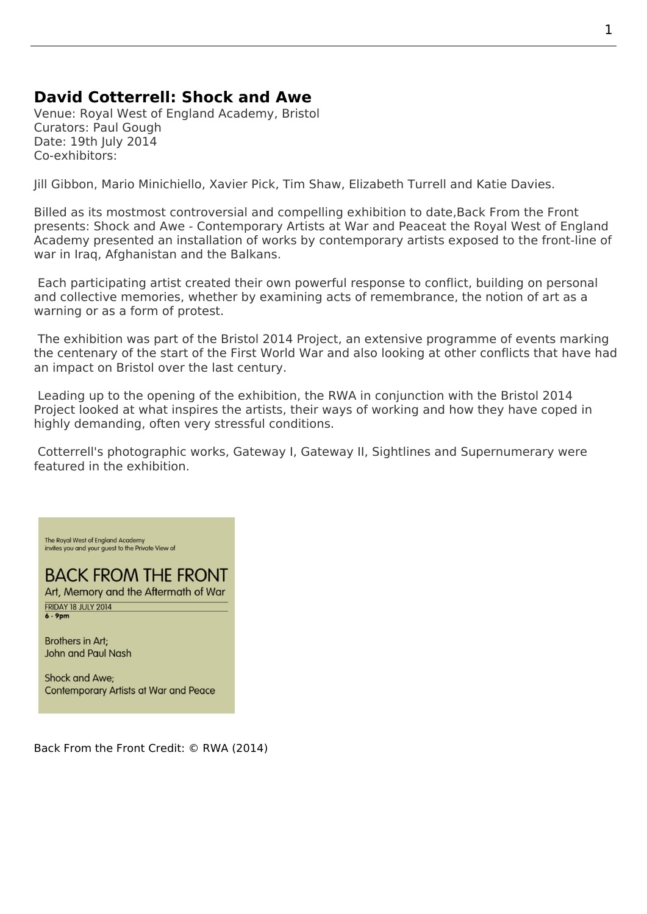# David Cotterrell: Shock and Awe

Venue: Royal West of England Academy, Bristol
Curators: Paul Gough
Date: 19th July 2014
Co-exhibitors:

Jill Gibbon, Mario Minichiello, Xavier Pick, Tim Shaw, Elizabeth Turrell and Katie Davies.

Billed as its mostmost controversial and compelling exhibition to date,Back From the Front presents: Shock and Awe - Contemporary Artists at War and Peaceat the Royal West of England Academy presented an installation of works by contemporary artists exposed to the front-line of war in Iraq, Afghanistan and the Balkans.

Each participating artist created their own powerful response to conflict, building on personal and collective memories, whether by examining acts of remembrance, the notion of art as a warning or as a form of protest.

The exhibition was part of the Bristol 2014 Project, an extensive programme of events marking the centenary of the start of the First World War and also looking at other conflicts that have had an impact on Bristol over the last century.

Leading up to the opening of the exhibition, the RWA in conjunction with the Bristol 2014 Project looked at what inspires the artists, their ways of working and how they have coped in highly demanding, often very stressful conditions.

Cotterrell's photographic works, Gateway I, Gateway II, Sightlines and Supernumerary were featured in the exhibition.

The Royal West of England Academy
invites you and your guest to the Private View of

BACK FROM THE FRONT
Art, Memory and the Aftermath of War

FRIDAY 18 JULY 2014
**6 - 9pm**

Brothers in Art;
John and Paul Nash

Shock and Awe;
Contemporary Artists at War and Peace

Back From the Front Credit: © RWA (2014)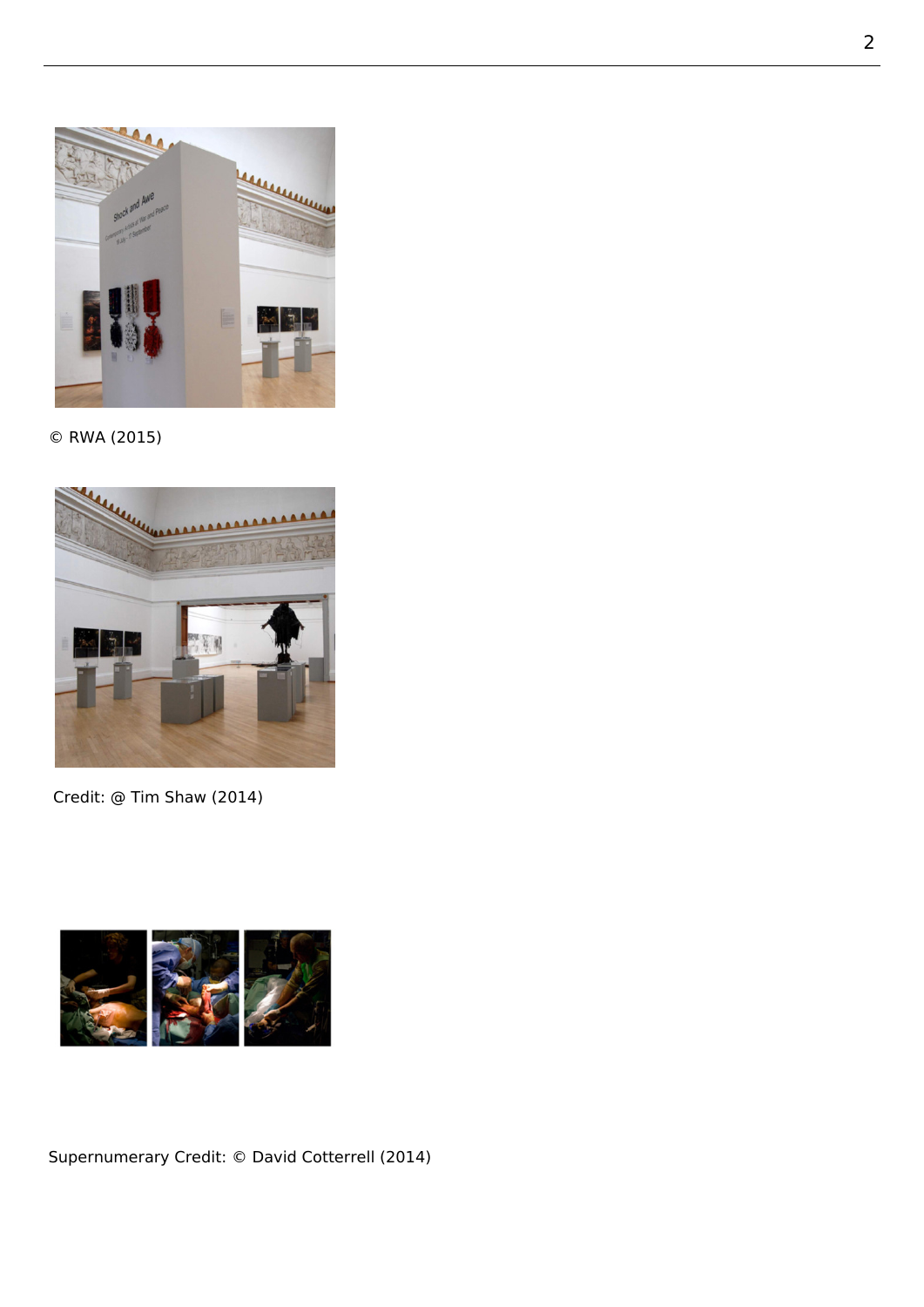© RWA (2015)

Credit: @ Tim Shaw (2014)

Supernumerary Credit: © David Cotterrell (2014)